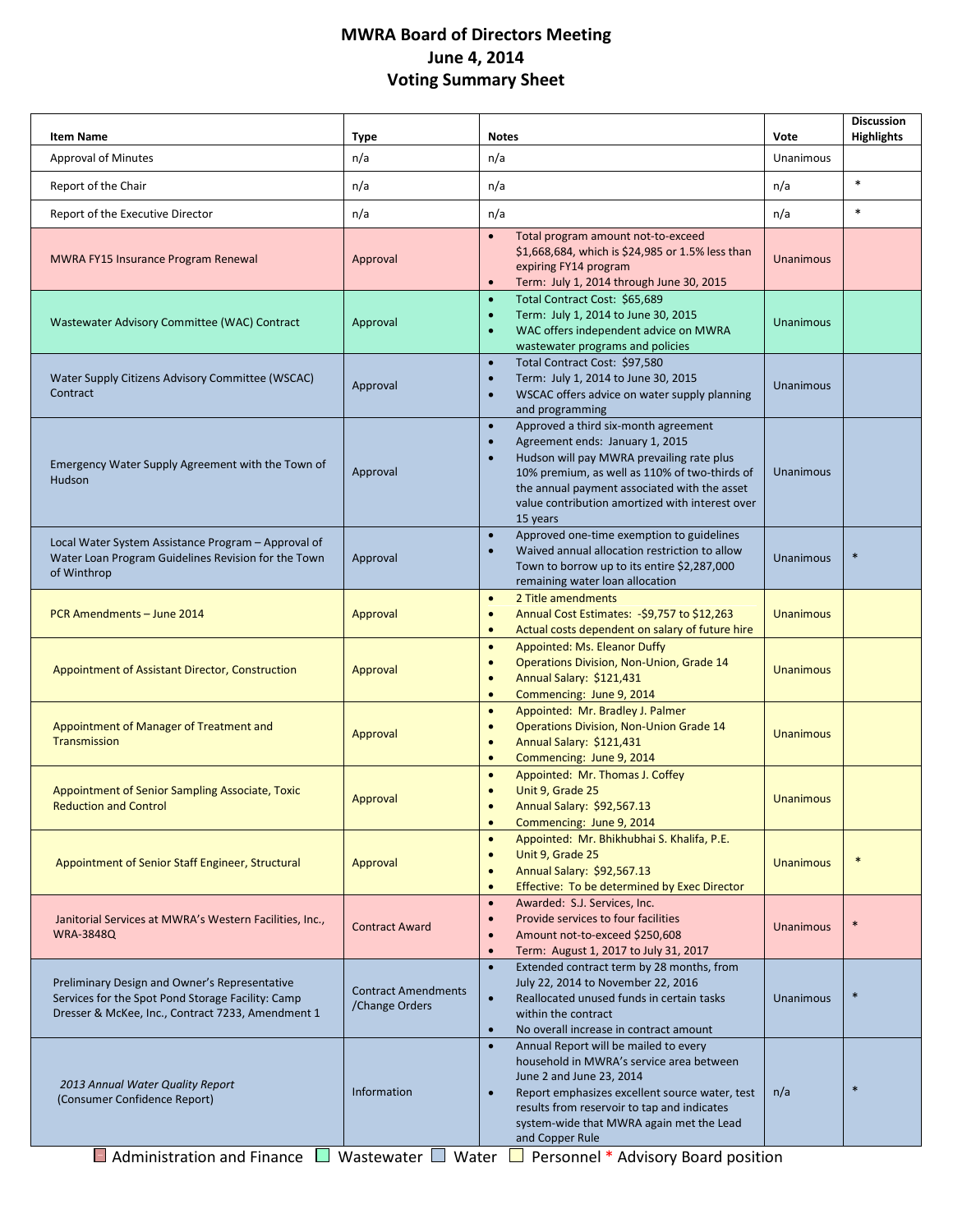# MWRA Board of Directors Meeting
## June 4, 2014
## Voting Summary Sheet

| Item Name | Type | Notes | Vote | Discussion Highlights |
|---|---|---|---|---|
| Approval of Minutes | n/a | n/a | Unanimous | |
| Report of the Chair | n/a | n/a | n/a | * |
| Report of the Executive Director | n/a | n/a | n/a | * |
| MWRA FY15 Insurance Program Renewal | Approval | • Total program amount not-to-exceed $1,668,684, which is $24,985 or 1.5% less than expiring FY14 program<br>• Term: July 1, 2014 through June 30, 2015 | Unanimous | |
| Wastewater Advisory Committee (WAC) Contract | Approval | • Total Contract Cost: $65,689<br>• Term: July 1, 2014 to June 30, 2015<br>• WAC offers independent advice on MWRA wastewater programs and policies | Unanimous | |
| Water Supply Citizens Advisory Committee (WSCAC) Contract | Approval | • Total Contract Cost: $97,580<br>• Term: July 1, 2014 to June 30, 2015<br>• WSCAC offers advice on water supply planning and programming | Unanimous | |
| Emergency Water Supply Agreement with the Town of Hudson | Approval | • Approved a third six-month agreement<br>• Agreement ends: January 1, 2015<br>• Hudson will pay MWRA prevailing rate plus 10% premium, as well as 110% of two-thirds of the annual payment associated with the asset value contribution amortized with interest over 15 years | Unanimous | |
| Local Water System Assistance Program – Approval of Water Loan Program Guidelines Revision for the Town of Winthrop | Approval | • Approved one-time exemption to guidelines<br>• Waived annual allocation restriction to allow Town to borrow up to its entire $2,287,000 remaining water loan allocation | Unanimous | * |
| PCR Amendments – June 2014 | Approval | • 2 Title amendments<br>• Annual Cost Estimates: -$9,757 to $12,263<br>• Actual costs dependent on salary of future hire | Unanimous | |
| Appointment of Assistant Director, Construction | Approval | • Appointed: Ms. Eleanor Duffy<br>• Operations Division, Non-Union, Grade 14<br>• Annual Salary: $121,431<br>• Commencing: June 9, 2014 | Unanimous | |
| Appointment of Manager of Treatment and Transmission | Approval | • Appointed: Mr. Bradley J. Palmer<br>• Operations Division, Non-Union Grade 14<br>• Annual Salary: $121,431<br>• Commencing: June 9, 2014 | Unanimous | |
| Appointment of Senior Sampling Associate, Toxic Reduction and Control | Approval | • Appointed: Mr. Thomas J. Coffey<br>• Unit 9, Grade 25<br>• Annual Salary: $92,567.13<br>• Commencing: June 9, 2014 | Unanimous | |
| Appointment of Senior Staff Engineer, Structural | Approval | • Appointed: Mr. Bhikhubhai S. Khalifa, P.E.<br>• Unit 9, Grade 25<br>• Annual Salary: $92,567.13<br>• Effective: To be determined by Exec Director | Unanimous | * |
| Janitorial Services at MWRA's Western Facilities, Inc., WRA-3848Q | Contract Award | • Awarded: S.J. Services, Inc.<br>• Provide services to four facilities<br>• Amount not-to-exceed $250,608<br>• Term: August 1, 2017 to July 31, 2017 | Unanimous | * |
| Preliminary Design and Owner's Representative Services for the Spot Pond Storage Facility: Camp Dresser & McKee, Inc., Contract 7233, Amendment 1 | Contract Amendments /Change Orders | • Extended contract term by 28 months, from July 22, 2014 to November 22, 2016<br>• Reallocated unused funds in certain tasks within the contract<br>• No overall increase in contract amount | Unanimous | * |
| *2013 Annual Water Quality Report* (Consumer Confidence Report) | Information | • Annual Report will be mailed to every household in MWRA's service area between June 2 and June 23, 2014<br>• Report emphasizes excellent source water, test results from reservoir to tap and indicates system-wide that MWRA again met the Lead and Copper Rule | n/a | * |

Administration and Finance | Wastewater | Water | Personnel | * Advisory Board position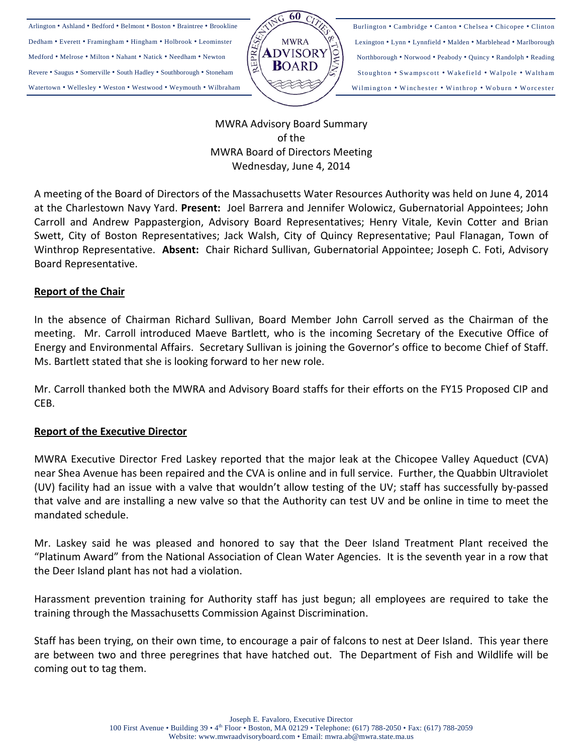MWRA Advisory Board Summary
of the
MWRA Board of Directors Meeting
Wednesday, June 4, 2014

A meeting of the Board of Directors of the Massachusetts Water Resources Authority was held on June 4, 2014 at the Charlestown Navy Yard. **Present:** Joel Barrera and Jennifer Wolowicz, Gubernatorial Appointees; John Carroll and Andrew Pappastergion, Advisory Board Representatives; Henry Vitale, Kevin Cotter and Brian Swett, City of Boston Representatives; Jack Walsh, City of Quincy Representative; Paul Flanagan, Town of Winthrop Representative. **Absent:** Chair Richard Sullivan, Gubernatorial Appointee; Joseph C. Foti, Advisory Board Representative.

## Report of the Chair

In the absence of Chairman Richard Sullivan, Board Member John Carroll served as the Chairman of the meeting. Mr. Carroll introduced Maeve Bartlett, who is the incoming Secretary of the Executive Office of Energy and Environmental Affairs. Secretary Sullivan is joining the Governor's office to become Chief of Staff. Ms. Bartlett stated that she is looking forward to her new role.

Mr. Carroll thanked both the MWRA and Advisory Board staffs for their efforts on the FY15 Proposed CIP and CEB.

## Report of the Executive Director

MWRA Executive Director Fred Laskey reported that the major leak at the Chicopee Valley Aqueduct (CVA) near Shea Avenue has been repaired and the CVA is online and in full service. Further, the Quabbin Ultraviolet (UV) facility had an issue with a valve that wouldn't allow testing of the UV; staff has successfully by-passed that valve and are installing a new valve so that the Authority can test UV and be online in time to meet the mandated schedule.

Mr. Laskey said he was pleased and honored to say that the Deer Island Treatment Plant received the "Platinum Award" from the National Association of Clean Water Agencies. It is the seventh year in a row that the Deer Island plant has not had a violation.

Harassment prevention training for Authority staff has just begun; all employees are required to take the training through the Massachusetts Commission Against Discrimination.

Staff has been trying, on their own time, to encourage a pair of falcons to nest at Deer Island. This year there are between two and three peregrines that have hatched out. The Department of Fish and Wildlife will be coming out to tag them.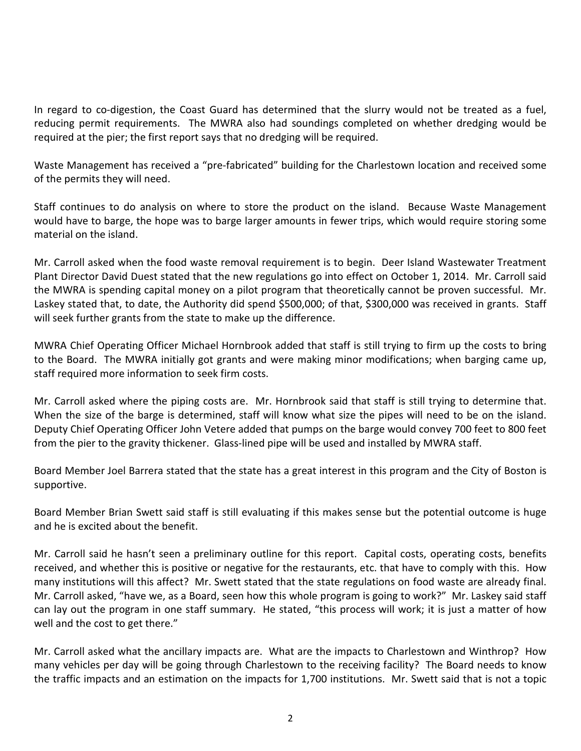In regard to co-digestion, the Coast Guard has determined that the slurry would not be treated as a fuel, reducing permit requirements. The MWRA also had soundings completed on whether dredging would be required at the pier; the first report says that no dredging will be required.

Waste Management has received a "pre-fabricated" building for the Charlestown location and received some of the permits they will need.

Staff continues to do analysis on where to store the product on the island. Because Waste Management would have to barge, the hope was to barge larger amounts in fewer trips, which would require storing some material on the island.

Mr. Carroll asked when the food waste removal requirement is to begin. Deer Island Wastewater Treatment Plant Director David Duest stated that the new regulations go into effect on October 1, 2014. Mr. Carroll said the MWRA is spending capital money on a pilot program that theoretically cannot be proven successful. Mr. Laskey stated that, to date, the Authority did spend \$500,000; of that, \$300,000 was received in grants. Staff will seek further grants from the state to make up the difference.

MWRA Chief Operating Officer Michael Hornbrook added that staff is still trying to firm up the costs to bring to the Board. The MWRA initially got grants and were making minor modifications; when barging came up, staff required more information to seek firm costs.

Mr. Carroll asked where the piping costs are. Mr. Hornbrook said that staff is still trying to determine that. When the size of the barge is determined, staff will know what size the pipes will need to be on the island. Deputy Chief Operating Officer John Vetere added that pumps on the barge would convey 700 feet to 800 feet from the pier to the gravity thickener. Glass-lined pipe will be used and installed by MWRA staff.

Board Member Joel Barrera stated that the state has a great interest in this program and the City of Boston is supportive.

Board Member Brian Swett said staff is still evaluating if this makes sense but the potential outcome is huge and he is excited about the benefit.

Mr. Carroll said he hasn't seen a preliminary outline for this report. Capital costs, operating costs, benefits received, and whether this is positive or negative for the restaurants, etc. that have to comply with this. How many institutions will this affect? Mr. Swett stated that the state regulations on food waste are already final. Mr. Carroll asked, "have we, as a Board, seen how this whole program is going to work?" Mr. Laskey said staff can lay out the program in one staff summary. He stated, "this process will work; it is just a matter of how well and the cost to get there."

Mr. Carroll asked what the ancillary impacts are. What are the impacts to Charlestown and Winthrop? How many vehicles per day will be going through Charlestown to the receiving facility? The Board needs to know the traffic impacts and an estimation on the impacts for 1,700 institutions. Mr. Swett said that is not a topic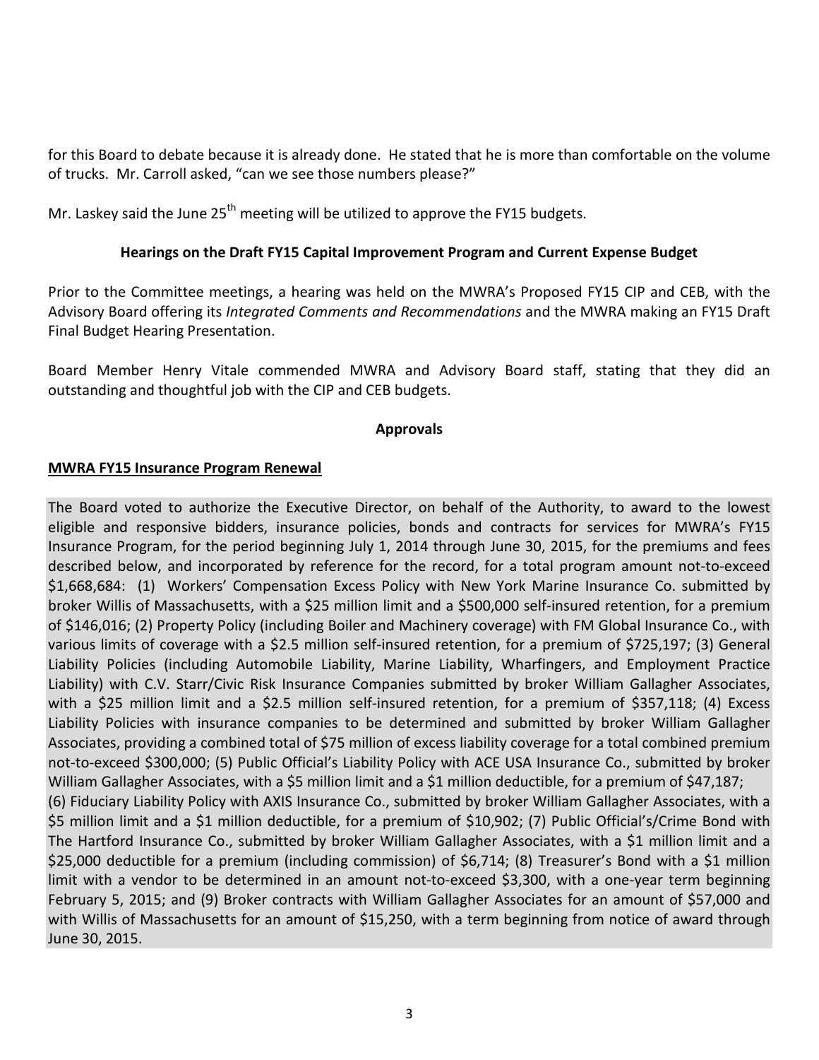for this Board to debate because it is already done. He stated that he is more than comfortable on the volume of trucks. Mr. Carroll asked, "can we see those numbers please?"

Mr. Laskey said the June 25th meeting will be utilized to approve the FY15 budgets.

**Hearings on the Draft FY15 Capital Improvement Program and Current Expense Budget**

Prior to the Committee meetings, a hearing was held on the MWRA's Proposed FY15 CIP and CEB, with the Advisory Board offering its *Integrated Comments and Recommendations* and the MWRA making an FY15 Draft Final Budget Hearing Presentation.

Board Member Henry Vitale commended MWRA and Advisory Board staff, stating that they did an outstanding and thoughtful job with the CIP and CEB budgets.

**Approvals**

**MWRA FY15 Insurance Program Renewal**

The Board voted to authorize the Executive Director, on behalf of the Authority, to award to the lowest eligible and responsive bidders, insurance policies, bonds and contracts for services for MWRA's FY15 Insurance Program, for the period beginning July 1, 2014 through June 30, 2015, for the premiums and fees described below, and incorporated by reference for the record, for a total program amount not-to-exceed $1,668,684: (1) Workers' Compensation Excess Policy with New York Marine Insurance Co. submitted by broker Willis of Massachusetts, with a $25 million limit and a $500,000 self-insured retention, for a premium of $146,016; (2) Property Policy (including Boiler and Machinery coverage) with FM Global Insurance Co., with various limits of coverage with a $2.5 million self-insured retention, for a premium of $725,197; (3) General Liability Policies (including Automobile Liability, Marine Liability, Wharfingers, and Employment Practice Liability) with C.V. Starr/Civic Risk Insurance Companies submitted by broker William Gallagher Associates, with a $25 million limit and a $2.5 million self-insured retention, for a premium of $357,118; (4) Excess Liability Policies with insurance companies to be determined and submitted by broker William Gallagher Associates, providing a combined total of $75 million of excess liability coverage for a total combined premium not-to-exceed $300,000; (5) Public Official's Liability Policy with ACE USA Insurance Co., submitted by broker William Gallagher Associates, with a $5 million limit and a $1 million deductible, for a premium of $47,187;
(6) Fiduciary Liability Policy with AXIS Insurance Co., submitted by broker William Gallagher Associates, with a $5 million limit and a $1 million deductible, for a premium of $10,902; (7) Public Official's/Crime Bond with The Hartford Insurance Co., submitted by broker William Gallagher Associates, with a $1 million limit and a $25,000 deductible for a premium (including commission) of $6,714; (8) Treasurer's Bond with a $1 million limit with a vendor to be determined in an amount not-to-exceed $3,300, with a one-year term beginning February 5, 2015; and (9) Broker contracts with William Gallagher Associates for an amount of $57,000 and with Willis of Massachusetts for an amount of $15,250, with a term beginning from notice of award through June 30, 2015.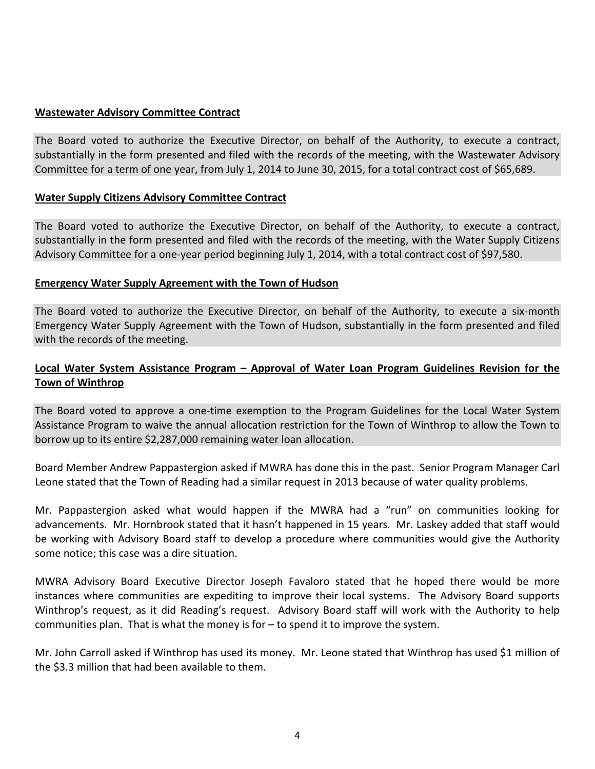**Wastewater Advisory Committee Contract**

The Board voted to authorize the Executive Director, on behalf of the Authority, to execute a contract, substantially in the form presented and filed with the records of the meeting, with the Wastewater Advisory Committee for a term of one year, from July 1, 2014 to June 30, 2015, for a total contract cost of $65,689.

**Water Supply Citizens Advisory Committee Contract**

The Board voted to authorize the Executive Director, on behalf of the Authority, to execute a contract, substantially in the form presented and filed with the records of the meeting, with the Water Supply Citizens Advisory Committee for a one-year period beginning July 1, 2014, with a total contract cost of $97,580.

**Emergency Water Supply Agreement with the Town of Hudson**

The Board voted to authorize the Executive Director, on behalf of the Authority, to execute a six-month Emergency Water Supply Agreement with the Town of Hudson, substantially in the form presented and filed with the records of the meeting.

**Local Water System Assistance Program – Approval of Water Loan Program Guidelines Revision for the Town of Winthrop**

The Board voted to approve a one-time exemption to the Program Guidelines for the Local Water System Assistance Program to waive the annual allocation restriction for the Town of Winthrop to allow the Town to borrow up to its entire $2,287,000 remaining water loan allocation.

Board Member Andrew Pappastergion asked if MWRA has done this in the past. Senior Program Manager Carl Leone stated that the Town of Reading had a similar request in 2013 because of water quality problems.

Mr. Pappastergion asked what would happen if the MWRA had a "run" on communities looking for advancements. Mr. Hornbrook stated that it hasn't happened in 15 years. Mr. Laskey added that staff would be working with Advisory Board staff to develop a procedure where communities would give the Authority some notice; this case was a dire situation.

MWRA Advisory Board Executive Director Joseph Favaloro stated that he hoped there would be more instances where communities are expediting to improve their local systems. The Advisory Board supports Winthrop's request, as it did Reading's request. Advisory Board staff will work with the Authority to help communities plan. That is what the money is for – to spend it to improve the system.

Mr. John Carroll asked if Winthrop has used its money. Mr. Leone stated that Winthrop has used $1 million of the $3.3 million that had been available to them.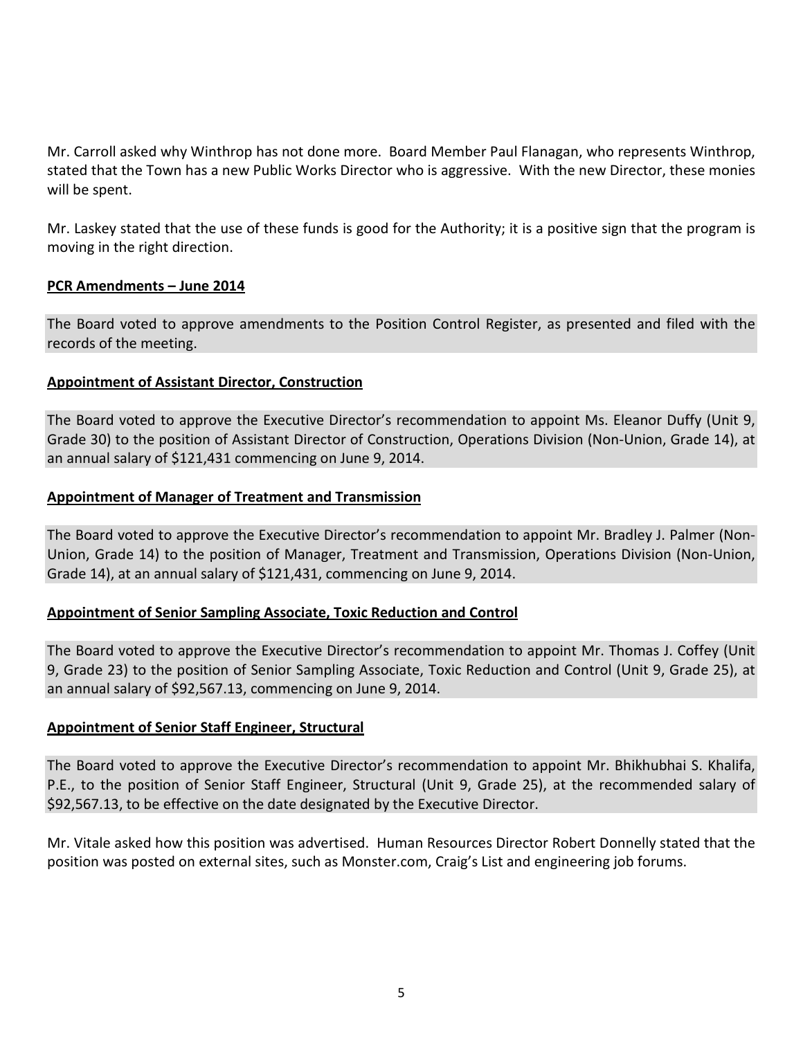Mr. Carroll asked why Winthrop has not done more. Board Member Paul Flanagan, who represents Winthrop, stated that the Town has a new Public Works Director who is aggressive. With the new Director, these monies will be spent.

Mr. Laskey stated that the use of these funds is good for the Authority; it is a positive sign that the program is moving in the right direction.

**PCR Amendments – June 2014**

The Board voted to approve amendments to the Position Control Register, as presented and filed with the records of the meeting.

**Appointment of Assistant Director, Construction**

The Board voted to approve the Executive Director's recommendation to appoint Ms. Eleanor Duffy (Unit 9, Grade 30) to the position of Assistant Director of Construction, Operations Division (Non-Union, Grade 14), at an annual salary of $121,431 commencing on June 9, 2014.

**Appointment of Manager of Treatment and Transmission**

The Board voted to approve the Executive Director's recommendation to appoint Mr. Bradley J. Palmer (Non-Union, Grade 14) to the position of Manager, Treatment and Transmission, Operations Division (Non-Union, Grade 14), at an annual salary of $121,431, commencing on June 9, 2014.

**Appointment of Senior Sampling Associate, Toxic Reduction and Control**

The Board voted to approve the Executive Director's recommendation to appoint Mr. Thomas J. Coffey (Unit 9, Grade 23) to the position of Senior Sampling Associate, Toxic Reduction and Control (Unit 9, Grade 25), at an annual salary of $92,567.13, commencing on June 9, 2014.

**Appointment of Senior Staff Engineer, Structural**

The Board voted to approve the Executive Director's recommendation to appoint Mr. Bhikhubhai S. Khalifa, P.E., to the position of Senior Staff Engineer, Structural (Unit 9, Grade 25), at the recommended salary of $92,567.13, to be effective on the date designated by the Executive Director.

Mr. Vitale asked how this position was advertised. Human Resources Director Robert Donnelly stated that the position was posted on external sites, such as Monster.com, Craig's List and engineering job forums.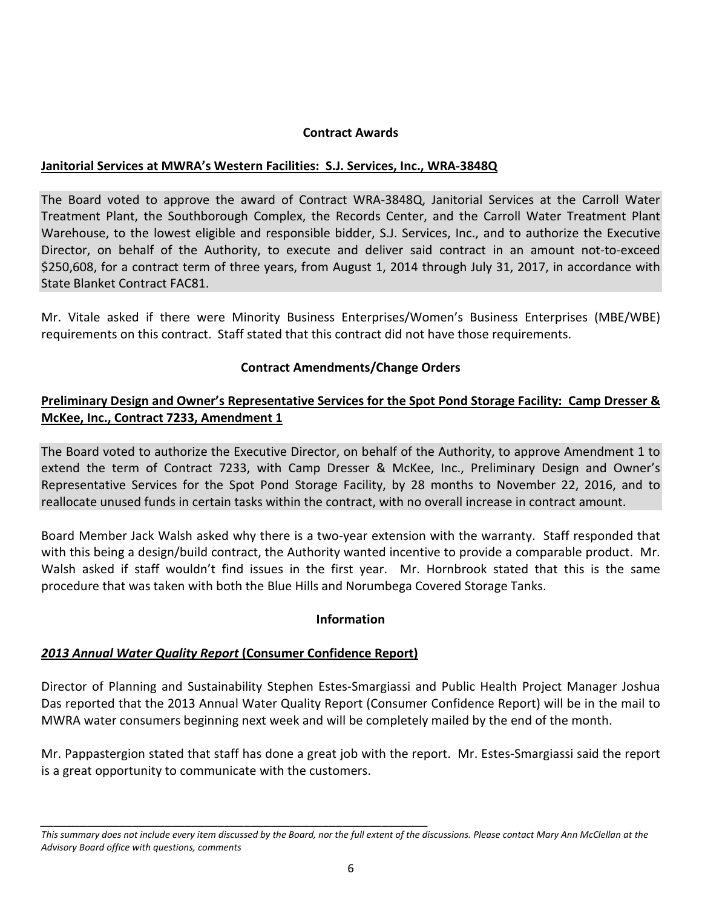## Contract Awards

**Janitorial Services at MWRA's Western Facilities: S.J. Services, Inc., WRA-3848Q**

The Board voted to approve the award of Contract WRA-3848Q, Janitorial Services at the Carroll Water Treatment Plant, the Southborough Complex, the Records Center, and the Carroll Water Treatment Plant Warehouse, to the lowest eligible and responsible bidder, S.J. Services, Inc., and to authorize the Executive Director, on behalf of the Authority, to execute and deliver said contract in an amount not-to-exceed $250,608, for a contract term of three years, from August 1, 2014 through July 31, 2017, in accordance with State Blanket Contract FAC81.

Mr. Vitale asked if there were Minority Business Enterprises/Women's Business Enterprises (MBE/WBE) requirements on this contract. Staff stated that this contract did not have those requirements.

## Contract Amendments/Change Orders

**Preliminary Design and Owner's Representative Services for the Spot Pond Storage Facility: Camp Dresser & McKee, Inc., Contract 7233, Amendment 1**

The Board voted to authorize the Executive Director, on behalf of the Authority, to approve Amendment 1 to extend the term of Contract 7233, with Camp Dresser & McKee, Inc., Preliminary Design and Owner's Representative Services for the Spot Pond Storage Facility, by 28 months to November 22, 2016, and to reallocate unused funds in certain tasks within the contract, with no overall increase in contract amount.

Board Member Jack Walsh asked why there is a two-year extension with the warranty. Staff responded that with this being a design/build contract, the Authority wanted incentive to provide a comparable product. Mr. Walsh asked if staff wouldn't find issues in the first year. Mr. Hornbrook stated that this is the same procedure that was taken with both the Blue Hills and Norumbega Covered Storage Tanks.

## Information

***2013 Annual Water Quality Report* (Consumer Confidence Report)**

Director of Planning and Sustainability Stephen Estes-Smargiassi and Public Health Project Manager Joshua Das reported that the 2013 Annual Water Quality Report (Consumer Confidence Report) will be in the mail to MWRA water consumers beginning next week and will be completely mailed by the end of the month.

Mr. Pappastergion stated that staff has done a great job with the report. Mr. Estes-Smargiassi said the report is a great opportunity to communicate with the customers.

---

*This summary does not include every item discussed by the Board, nor the full extent of the discussions. Please contact Mary Ann McClellan at the Advisory Board office with questions, comments*